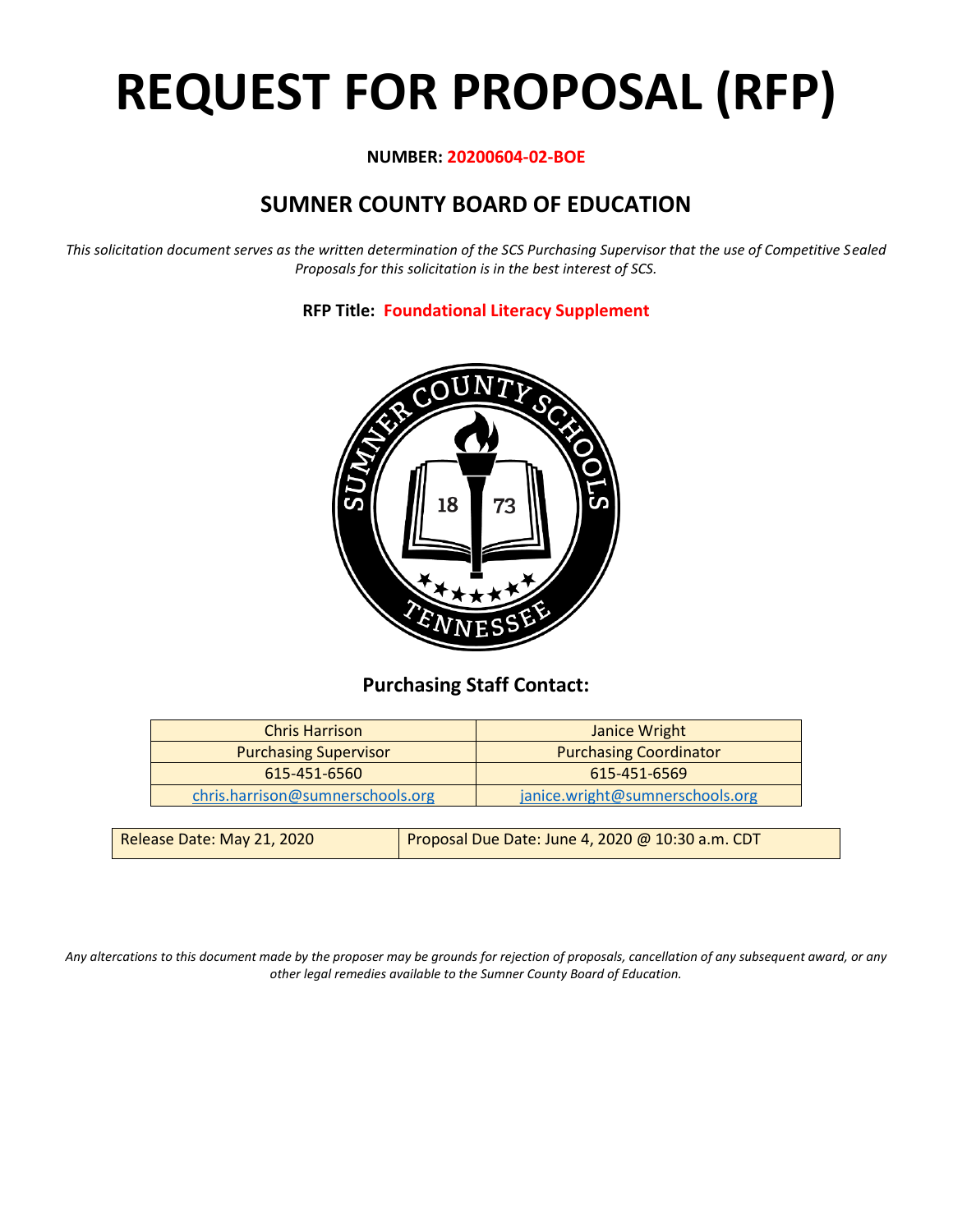# REQUEST FOR PROPOSAL (RFP)

**NUMBER: 20200604-02-BOE**

## SUMNER COUNTY BOARD OF EDUCATION

*This solicitation document serves as the written determination of the SCS Purchasing Supervisor that the use of Competitive Sealed Proposals for this solicitation is in the best interest of SCS.*

**RFP Title: Foundational Literacy Supplement**

### Purchasing Staff Contact:

| Chris Harrison | Janice Wright |
|---|---|
| Purchasing Supervisor | Purchasing Coordinator |
| 615-451-6560 | 615-451-6569 |
| chris.harrison@sumnerschools.org | janice.wright@sumnerschools.org |

| Release Date: May 21, 2020 | Proposal Due Date: June 4, 2020 @ 10:30 a.m. CDT |
|---|---|

*Any altercations to this document made by the proposer may be grounds for rejection of proposals, cancellation of any subsequent award, or any other legal remedies available to the Sumner County Board of Education.*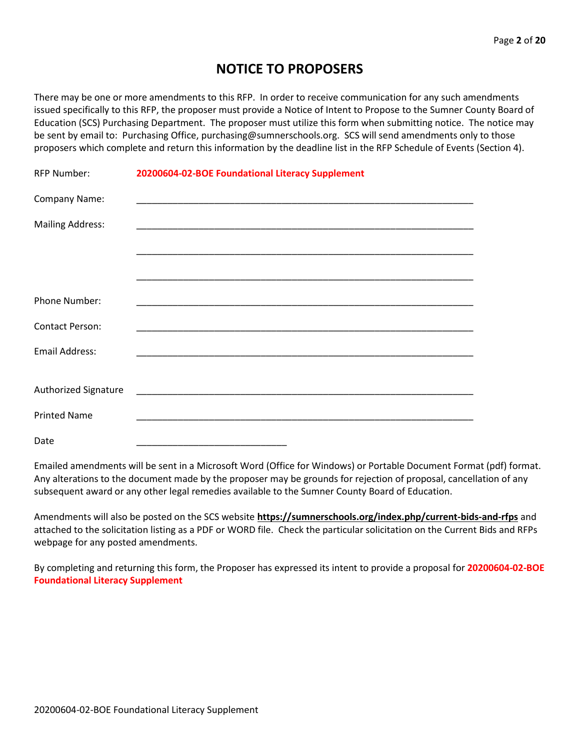# NOTICE TO PROPOSERS

There may be one or more amendments to this RFP. In order to receive communication for any such amendments issued specifically to this RFP, the proposer must provide a Notice of Intent to Propose to the Sumner County Board of Education (SCS) Purchasing Department. The proposer must utilize this form when submitting notice. The notice may be sent by email to: Purchasing Office, purchasing@sumnerschools.org. SCS will send amendments only to those proposers which complete and return this information by the deadline list in the RFP Schedule of Events (Section 4).

RFP Number: **20200604-02-BOE Foundational Literacy Supplement**

Company Name: ____________________________________________________________________

Mailing Address: ____________________________________________________________________

____________________________________________________________________

____________________________________________________________________

Phone Number: ____________________________________________________________________

Contact Person: ____________________________________________________________________

Email Address: ____________________________________________________________________

Authorized Signature ____________________________________________________________________

Printed Name ____________________________________________________________________

Date ______________________________

Emailed amendments will be sent in a Microsoft Word (Office for Windows) or Portable Document Format (pdf) format. Any alterations to the document made by the proposer may be grounds for rejection of proposal, cancellation of any subsequent award or any other legal remedies available to the Sumner County Board of Education.

Amendments will also be posted on the SCS website **https://sumnerschools.org/index.php/current-bids-and-rfps** and attached to the solicitation listing as a PDF or WORD file. Check the particular solicitation on the Current Bids and RFPs webpage for any posted amendments.

By completing and returning this form, the Proposer has expressed its intent to provide a proposal for **20200604-02-BOE Foundational Literacy Supplement**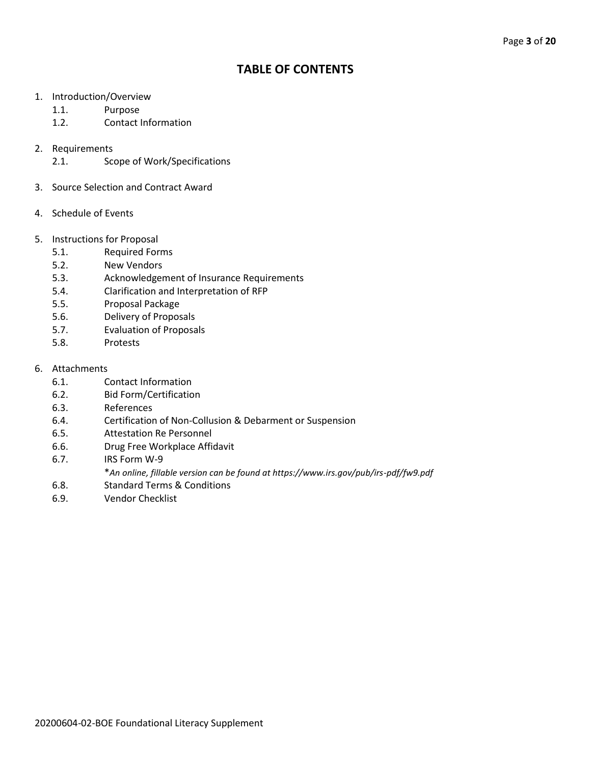# TABLE OF CONTENTS

1. Introduction/Overview
   - 1.1. Purpose
   - 1.2. Contact Information

2. Requirements
   - 2.1. Scope of Work/Specifications

3. Source Selection and Contract Award

4. Schedule of Events

5. Instructions for Proposal
   - 5.1. Required Forms
   - 5.2. New Vendors
   - 5.3. Acknowledgement of Insurance Requirements
   - 5.4. Clarification and Interpretation of RFP
   - 5.5. Proposal Package
   - 5.6. Delivery of Proposals
   - 5.7. Evaluation of Proposals
   - 5.8. Protests

6. Attachments
   - 6.1. Contact Information
   - 6.2. Bid Form/Certification
   - 6.3. References
   - 6.4. Certification of Non-Collusion & Debarment or Suspension
   - 6.5. Attestation Re Personnel
   - 6.6. Drug Free Workplace Affidavit
   - 6.7. IRS Form W-9
     *\*An online, fillable version can be found at https://www.irs.gov/pub/irs-pdf/fw9.pdf*
   - 6.8. Standard Terms & Conditions
   - 6.9. Vendor Checklist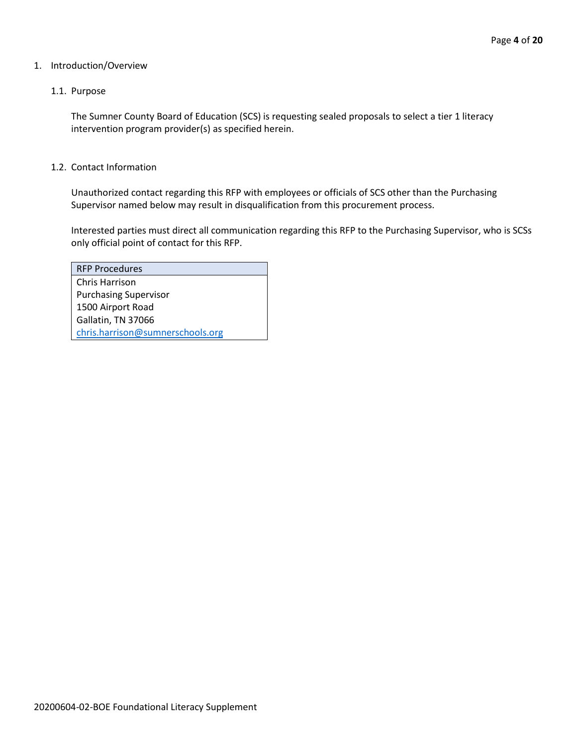# 1. Introduction/Overview

## 1.1. Purpose

The Sumner County Board of Education (SCS) is requesting sealed proposals to select a tier 1 literacy intervention program provider(s) as specified herein.

## 1.2. Contact Information

Unauthorized contact regarding this RFP with employees or officials of SCS other than the Purchasing Supervisor named below may result in disqualification from this procurement process.

Interested parties must direct all communication regarding this RFP to the Purchasing Supervisor, who is SCSs only official point of contact for this RFP.

| RFP Procedures |
| --- |
| Chris Harrison<br>Purchasing Supervisor<br>1500 Airport Road<br>Gallatin, TN 37066<br>chris.harrison@sumnerschools.org |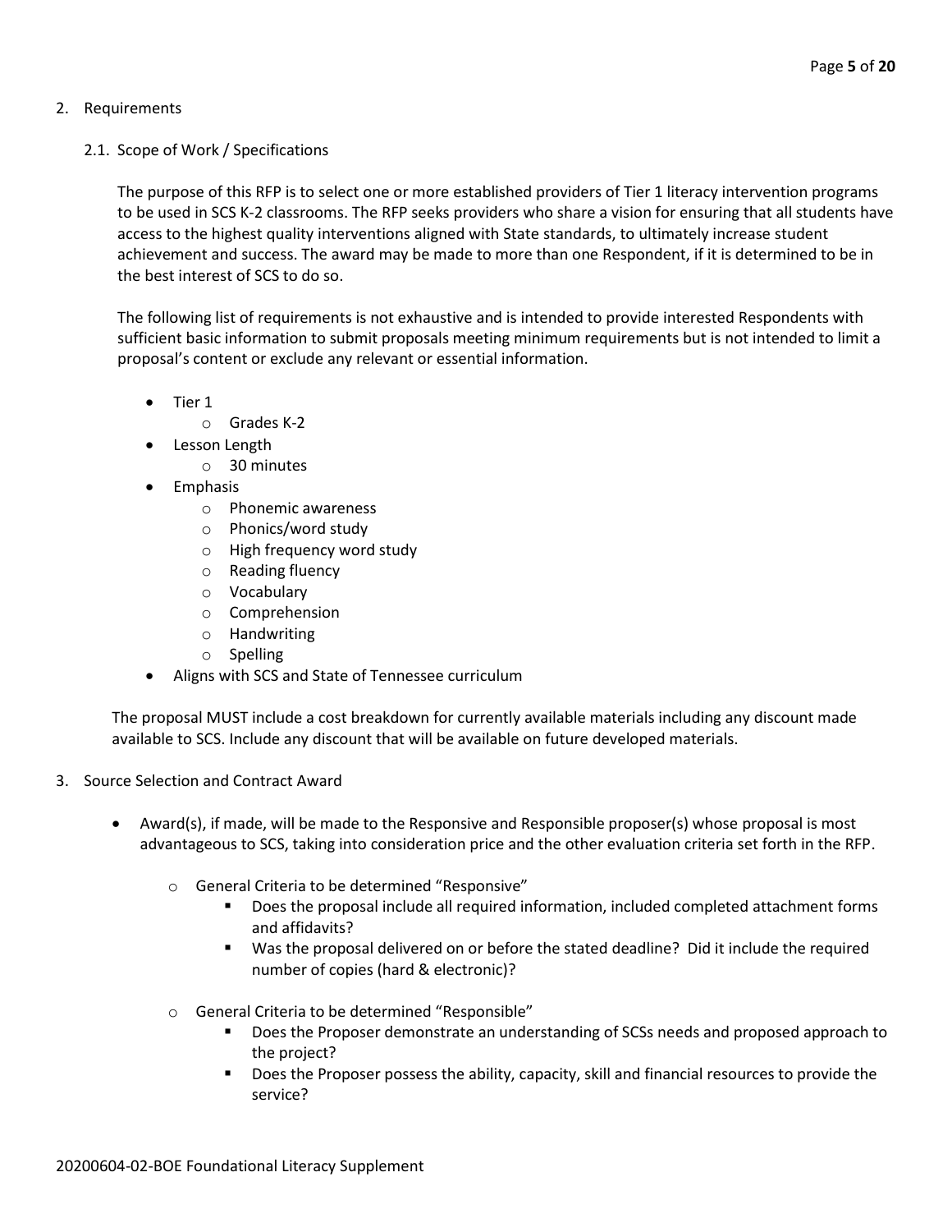## 2. Requirements

### 2.1. Scope of Work / Specifications

The purpose of this RFP is to select one or more established providers of Tier 1 literacy intervention programs to be used in SCS K-2 classrooms. The RFP seeks providers who share a vision for ensuring that all students have access to the highest quality interventions aligned with State standards, to ultimately increase student achievement and success. The award may be made to more than one Respondent, if it is determined to be in the best interest of SCS to do so.

The following list of requirements is not exhaustive and is intended to provide interested Respondents with sufficient basic information to submit proposals meeting minimum requirements but is not intended to limit a proposal's content or exclude any relevant or essential information.

- Tier 1
    - Grades K-2
- Lesson Length
    - 30 minutes
- Emphasis
    - Phonemic awareness
    - Phonics/word study
    - High frequency word study
    - Reading fluency
    - Vocabulary
    - Comprehension
    - Handwriting
    - Spelling
- Aligns with SCS and State of Tennessee curriculum

The proposal MUST include a cost breakdown for currently available materials including any discount made available to SCS. Include any discount that will be available on future developed materials.

## 3. Source Selection and Contract Award

- Award(s), if made, will be made to the Responsive and Responsible proposer(s) whose proposal is most advantageous to SCS, taking into consideration price and the other evaluation criteria set forth in the RFP.
    - General Criteria to be determined "Responsive"
        - Does the proposal include all required information, included completed attachment forms and affidavits?
        - Was the proposal delivered on or before the stated deadline? Did it include the required number of copies (hard & electronic)?
    - General Criteria to be determined "Responsible"
        - Does the Proposer demonstrate an understanding of SCSs needs and proposed approach to the project?
        - Does the Proposer possess the ability, capacity, skill and financial resources to provide the service?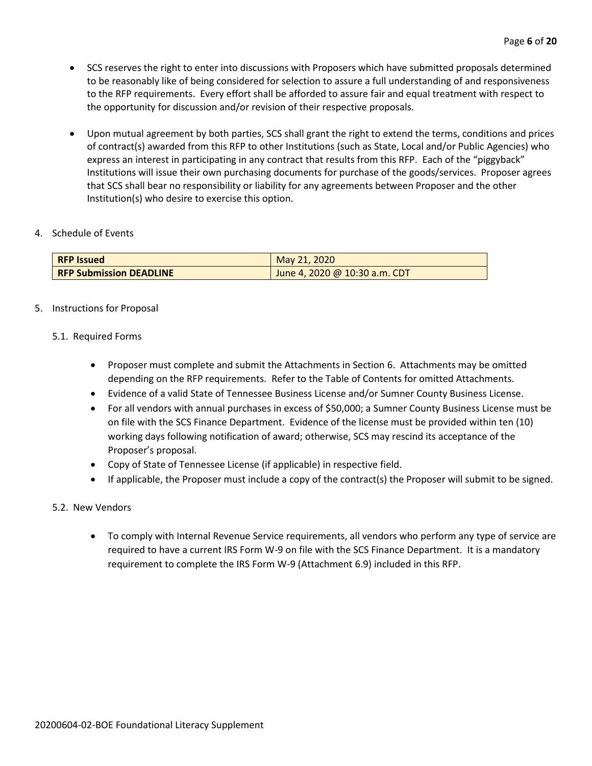- SCS reserves the right to enter into discussions with Proposers which have submitted proposals determined to be reasonably like of being considered for selection to assure a full understanding of and responsiveness to the RFP requirements. Every effort shall be afforded to assure fair and equal treatment with respect to the opportunity for discussion and/or revision of their respective proposals.

- Upon mutual agreement by both parties, SCS shall grant the right to extend the terms, conditions and prices of contract(s) awarded from this RFP to other Institutions (such as State, Local and/or Public Agencies) who express an interest in participating in any contract that results from this RFP. Each of the "piggyback" Institutions will issue their own purchasing documents for purchase of the goods/services. Proposer agrees that SCS shall bear no responsibility or liability for any agreements between Proposer and the other Institution(s) who desire to exercise this option.

4. Schedule of Events

| **RFP Issued** | May 21, 2020 |
|---|---|
| **RFP Submission DEADLINE** | June 4, 2020 @ 10:30 a.m. CDT |

5. Instructions for Proposal

5.1. Required Forms

- Proposer must complete and submit the Attachments in Section 6. Attachments may be omitted depending on the RFP requirements. Refer to the Table of Contents for omitted Attachments.
- Evidence of a valid State of Tennessee Business License and/or Sumner County Business License.
- For all vendors with annual purchases in excess of $50,000; a Sumner County Business License must be on file with the SCS Finance Department. Evidence of the license must be provided within ten (10) working days following notification of award; otherwise, SCS may rescind its acceptance of the Proposer's proposal.
- Copy of State of Tennessee License (if applicable) in respective field.
- If applicable, the Proposer must include a copy of the contract(s) the Proposer will submit to be signed.

5.2. New Vendors

- To comply with Internal Revenue Service requirements, all vendors who perform any type of service are required to have a current IRS Form W-9 on file with the SCS Finance Department. It is a mandatory requirement to complete the IRS Form W-9 (Attachment 6.9) included in this RFP.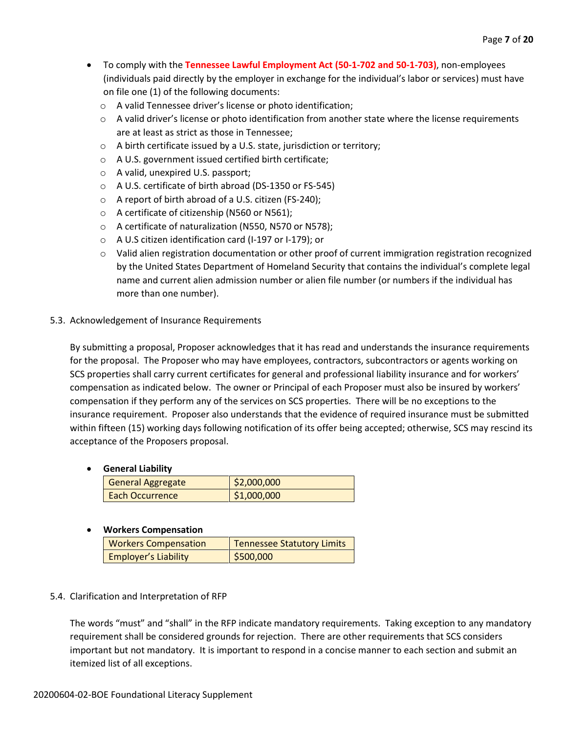- To comply with the **Tennessee Lawful Employment Act (50-1-702 and 50-1-703)**, non-employees (individuals paid directly by the employer in exchange for the individual's labor or services) must have on file one (1) of the following documents:
  - A valid Tennessee driver's license or photo identification;
  - A valid driver's license or photo identification from another state where the license requirements are at least as strict as those in Tennessee;
  - A birth certificate issued by a U.S. state, jurisdiction or territory;
  - A U.S. government issued certified birth certificate;
  - A valid, unexpired U.S. passport;
  - A U.S. certificate of birth abroad (DS-1350 or FS-545)
  - A report of birth abroad of a U.S. citizen (FS-240);
  - A certificate of citizenship (N560 or N561);
  - A certificate of naturalization (N550, N570 or N578);
  - A U.S citizen identification card (I-197 or I-179); or
  - Valid alien registration documentation or other proof of current immigration registration recognized by the United States Department of Homeland Security that contains the individual's complete legal name and current alien admission number or alien file number (or numbers if the individual has more than one number).

5.3. Acknowledgement of Insurance Requirements

By submitting a proposal, Proposer acknowledges that it has read and understands the insurance requirements for the proposal. The Proposer who may have employees, contractors, subcontractors or agents working on SCS properties shall carry current certificates for general and professional liability insurance and for workers' compensation as indicated below. The owner or Principal of each Proposer must also be insured by workers' compensation if they perform any of the services on SCS properties. There will be no exceptions to the insurance requirement. Proposer also understands that the evidence of required insurance must be submitted within fifteen (15) working days following notification of its offer being accepted; otherwise, SCS may rescind its acceptance of the Proposers proposal.

- **General Liability**

| General Aggregate | $2,000,000 |
|---|---|
| Each Occurrence | $1,000,000 |

- **Workers Compensation**

| Workers Compensation | Tennessee Statutory Limits |
|---|---|
| Employer's Liability | $500,000 |

5.4. Clarification and Interpretation of RFP

The words "must" and "shall" in the RFP indicate mandatory requirements. Taking exception to any mandatory requirement shall be considered grounds for rejection. There are other requirements that SCS considers important but not mandatory. It is important to respond in a concise manner to each section and submit an itemized list of all exceptions.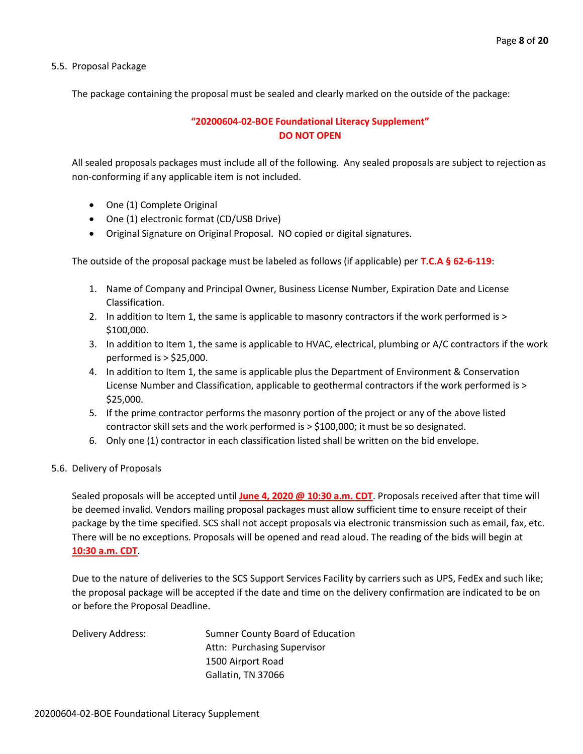## 5.5. Proposal Package

The package containing the proposal must be sealed and clearly marked on the outside of the package:

**"20200604-02-BOE Foundational Literacy Supplement"**
**DO NOT OPEN**

All sealed proposals packages must include all of the following. Any sealed proposals are subject to rejection as non-conforming if any applicable item is not included.

- One (1) Complete Original
- One (1) electronic format (CD/USB Drive)
- Original Signature on Original Proposal. NO copied or digital signatures.

The outside of the proposal package must be labeled as follows (if applicable) per **T.C.A § 62-6-119**:

1. Name of Company and Principal Owner, Business License Number, Expiration Date and License Classification.
2. In addition to Item 1, the same is applicable to masonry contractors if the work performed is > $100,000.
3. In addition to Item 1, the same is applicable to HVAC, electrical, plumbing or A/C contractors if the work performed is > $25,000.
4. In addition to Item 1, the same is applicable plus the Department of Environment & Conservation License Number and Classification, applicable to geothermal contractors if the work performed is > $25,000.
5. If the prime contractor performs the masonry portion of the project or any of the above listed contractor skill sets and the work performed is > $100,000; it must be so designated.
6. Only one (1) contractor in each classification listed shall be written on the bid envelope.

## 5.6. Delivery of Proposals

Sealed proposals will be accepted until **June 4, 2020 @ 10:30 a.m. CDT**. Proposals received after that time will be deemed invalid. Vendors mailing proposal packages must allow sufficient time to ensure receipt of their package by the time specified. SCS shall not accept proposals via electronic transmission such as email, fax, etc. There will be no exceptions. Proposals will be opened and read aloud. The reading of the bids will begin at **10:30 a.m. CDT**.

Due to the nature of deliveries to the SCS Support Services Facility by carriers such as UPS, FedEx and such like; the proposal package will be accepted if the date and time on the delivery confirmation are indicated to be on or before the Proposal Deadline.

Delivery Address:

Sumner County Board of Education
Attn: Purchasing Supervisor
1500 Airport Road
Gallatin, TN 37066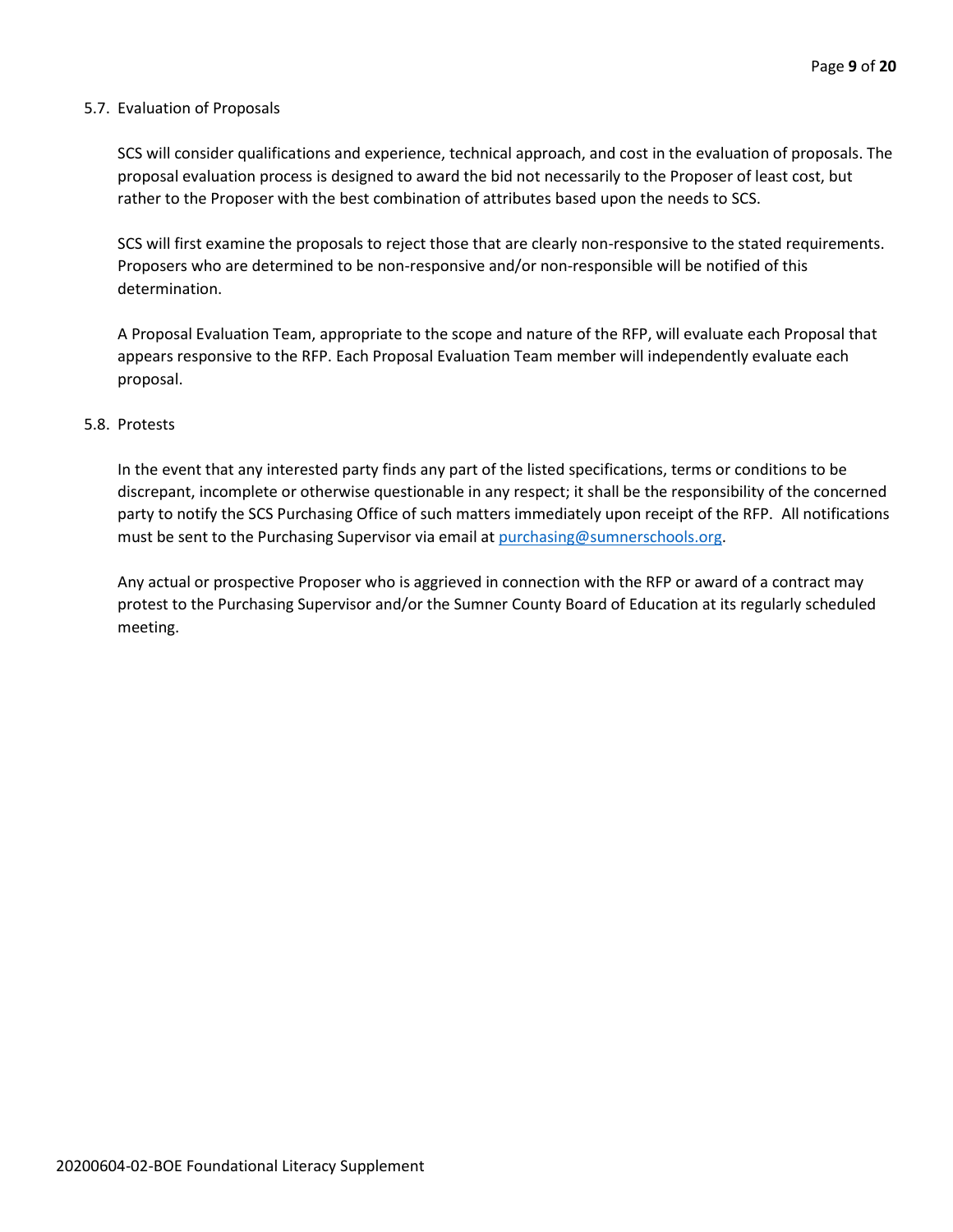### 5.7. Evaluation of Proposals

SCS will consider qualifications and experience, technical approach, and cost in the evaluation of proposals. The proposal evaluation process is designed to award the bid not necessarily to the Proposer of least cost, but rather to the Proposer with the best combination of attributes based upon the needs to SCS.

SCS will first examine the proposals to reject those that are clearly non-responsive to the stated requirements. Proposers who are determined to be non-responsive and/or non-responsible will be notified of this determination.

A Proposal Evaluation Team, appropriate to the scope and nature of the RFP, will evaluate each Proposal that appears responsive to the RFP. Each Proposal Evaluation Team member will independently evaluate each proposal.

### 5.8. Protests

In the event that any interested party finds any part of the listed specifications, terms or conditions to be discrepant, incomplete or otherwise questionable in any respect; it shall be the responsibility of the concerned party to notify the SCS Purchasing Office of such matters immediately upon receipt of the RFP. All notifications must be sent to the Purchasing Supervisor via email at [purchasing@sumnerschools.org](mailto:purchasing@sumnerschools.org).

Any actual or prospective Proposer who is aggrieved in connection with the RFP or award of a contract may protest to the Purchasing Supervisor and/or the Sumner County Board of Education at its regularly scheduled meeting.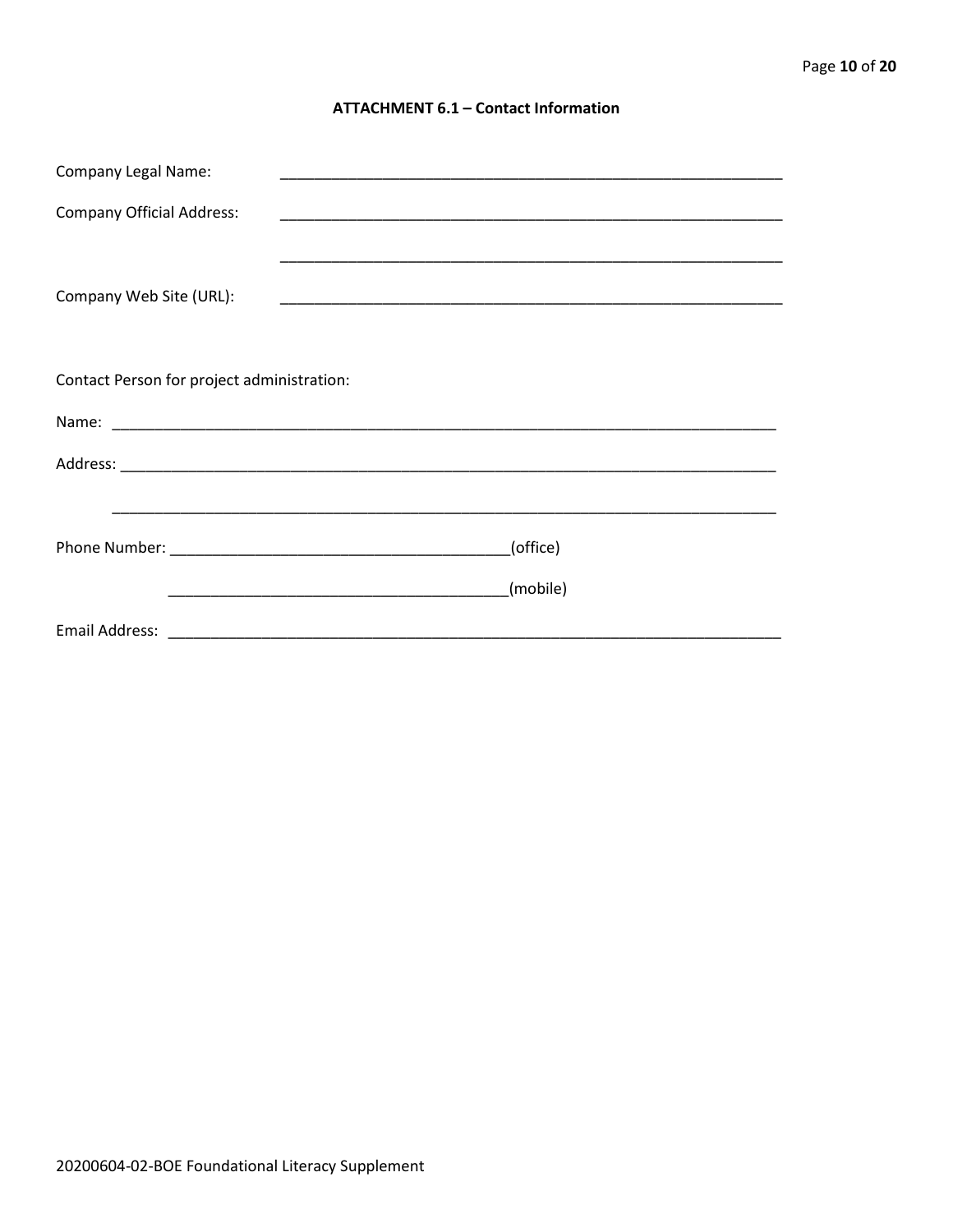## ATTACHMENT 6.1 – Contact Information

Company Legal Name: ____________________________________________________________

Company Official Address: ____________________________________________________________

____________________________________________________________

Company Web Site (URL): ____________________________________________________________

Contact Person for project administration:

Name: ________________________________________________________________________________

Address: ______________________________________________________________________________

______________________________________________________________________________

Phone Number: ________________________________________(office)

________________________________________(mobile)

Email Address: ___________________________________________________________________________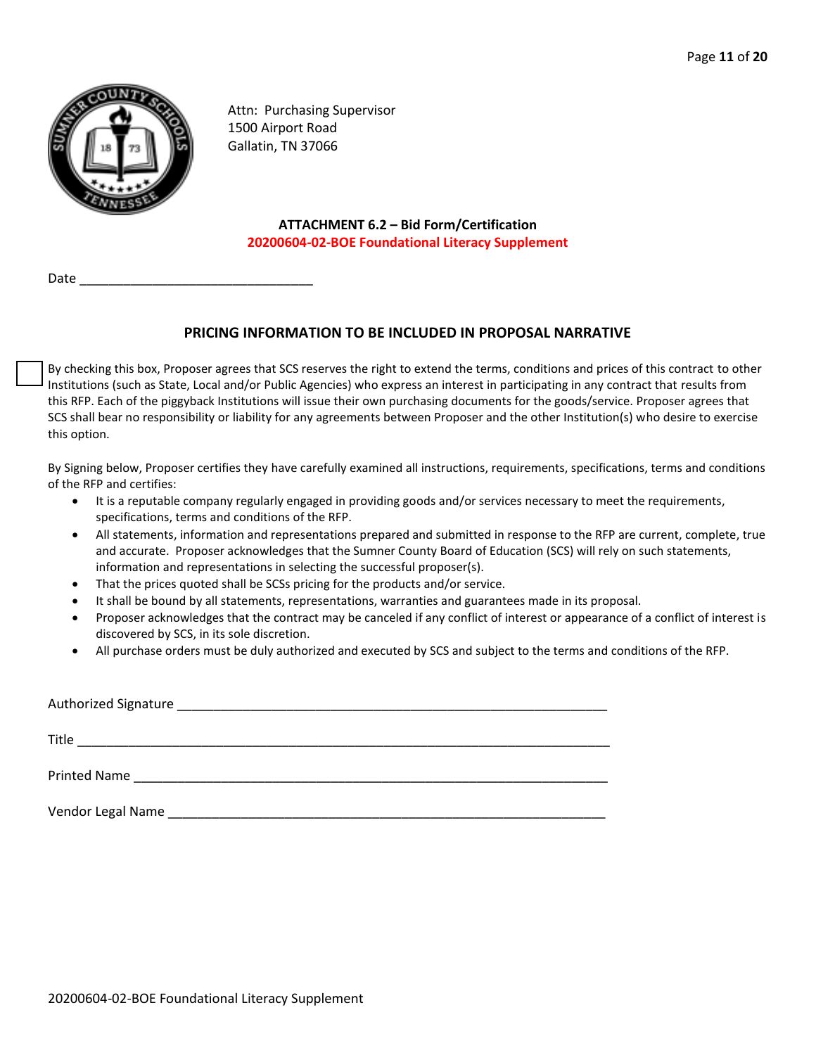Attn: Purchasing Supervisor
1500 Airport Road
Gallatin, TN 37066

## ATTACHMENT 6.2 – Bid Form/Certification

**20200604-02-BOE Foundational Literacy Supplement**

Date ______________________________

### PRICING INFORMATION TO BE INCLUDED IN PROPOSAL NARRATIVE

☐ By checking this box, Proposer agrees that SCS reserves the right to extend the terms, conditions and prices of this contract to other Institutions (such as State, Local and/or Public Agencies) who express an interest in participating in any contract that results from this RFP. Each of the piggyback Institutions will issue their own purchasing documents for the goods/service. Proposer agrees that SCS shall bear no responsibility or liability for any agreements between Proposer and the other Institution(s) who desire to exercise this option.

By Signing below, Proposer certifies they have carefully examined all instructions, requirements, specifications, terms and conditions of the RFP and certifies:

- It is a reputable company regularly engaged in providing goods and/or services necessary to meet the requirements, specifications, terms and conditions of the RFP.
- All statements, information and representations prepared and submitted in response to the RFP are current, complete, true and accurate. Proposer acknowledges that the Sumner County Board of Education (SCS) will rely on such statements, information and representations in selecting the successful proposer(s).
- That the prices quoted shall be SCSs pricing for the products and/or service.
- It shall be bound by all statements, representations, warranties and guarantees made in its proposal.
- Proposer acknowledges that the contract may be canceled if any conflict of interest or appearance of a conflict of interest is discovered by SCS, in its sole discretion.
- All purchase orders must be duly authorized and executed by SCS and subject to the terms and conditions of the RFP.

Authorized Signature ________________________________________________________

Title ________________________________________________________________

Printed Name ____________________________________________________________

Vendor Legal Name _______________________________________________________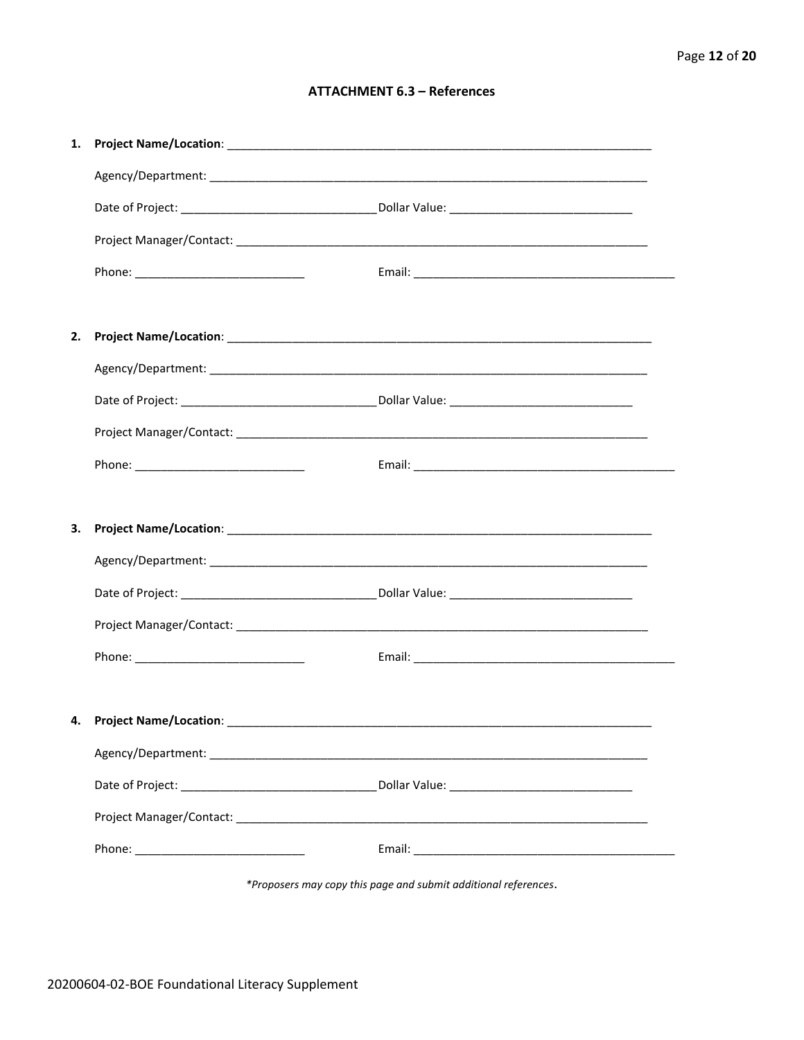### ATTACHMENT 6.3 – References

1. **Project Name/Location**: ____________________________________________________________________

   Agency/Department: ____________________________________________________________________

   Date of Project: ______________________________Dollar Value: ____________________________

   Project Manager/Contact: ________________________________________________________________

   Phone: __________________________ Email: _________________________________________

2. **Project Name/Location**: ____________________________________________________________________

   Agency/Department: ____________________________________________________________________

   Date of Project: ______________________________Dollar Value: ____________________________

   Project Manager/Contact: ________________________________________________________________

   Phone: __________________________ Email: _________________________________________

3. **Project Name/Location**: ____________________________________________________________________

   Agency/Department: ____________________________________________________________________

   Date of Project: ______________________________Dollar Value: ____________________________

   Project Manager/Contact: ________________________________________________________________

   Phone: __________________________ Email: _________________________________________

4. **Project Name/Location**: ____________________________________________________________________

   Agency/Department: ____________________________________________________________________

   Date of Project: ______________________________Dollar Value: ____________________________

   Project Manager/Contact: ________________________________________________________________

   Phone: __________________________ Email: _________________________________________

*\*Proposers may copy this page and submit additional references.*

20200604-02-BOE Foundational Literacy Supplement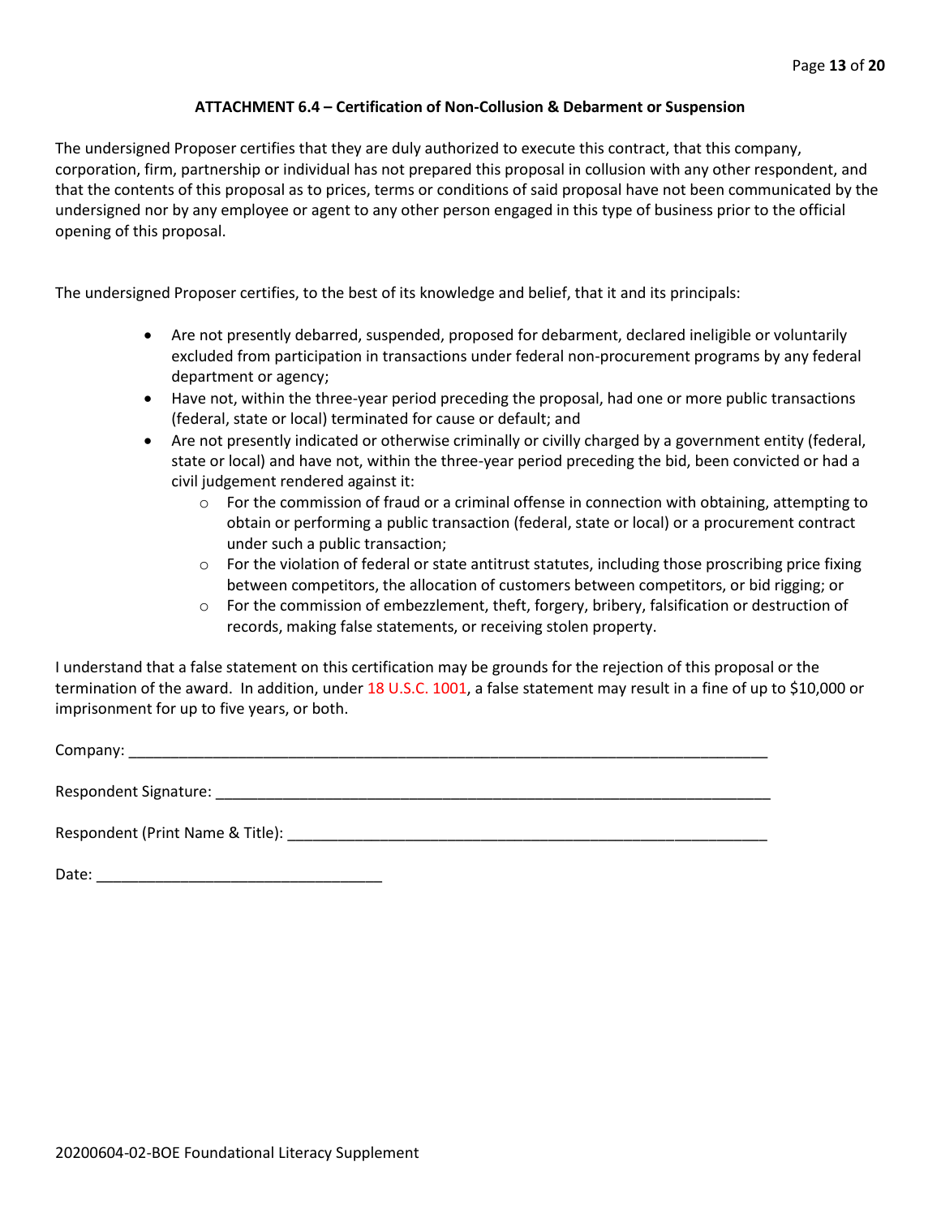### ATTACHMENT 6.4 – Certification of Non-Collusion & Debarment or Suspension

The undersigned Proposer certifies that they are duly authorized to execute this contract, that this company, corporation, firm, partnership or individual has not prepared this proposal in collusion with any other respondent, and that the contents of this proposal as to prices, terms or conditions of said proposal have not been communicated by the undersigned nor by any employee or agent to any other person engaged in this type of business prior to the official opening of this proposal.

The undersigned Proposer certifies, to the best of its knowledge and belief, that it and its principals:

- Are not presently debarred, suspended, proposed for debarment, declared ineligible or voluntarily excluded from participation in transactions under federal non-procurement programs by any federal department or agency;
- Have not, within the three-year period preceding the proposal, had one or more public transactions (federal, state or local) terminated for cause or default; and
- Are not presently indicated or otherwise criminally or civilly charged by a government entity (federal, state or local) and have not, within the three-year period preceding the bid, been convicted or had a civil judgement rendered against it:
    - For the commission of fraud or a criminal offense in connection with obtaining, attempting to obtain or performing a public transaction (federal, state or local) or a procurement contract under such a public transaction;
    - For the violation of federal or state antitrust statutes, including those proscribing price fixing between competitors, the allocation of customers between competitors, or bid rigging; or
    - For the commission of embezzlement, theft, forgery, bribery, falsification or destruction of records, making false statements, or receiving stolen property.

I understand that a false statement on this certification may be grounds for the rejection of this proposal or the termination of the award. In addition, under 18 U.S.C. 1001, a false statement may result in a fine of up to $10,000 or imprisonment for up to five years, or both.

Company: ______________________________________________________________________________

Respondent Signature: ______________________________________________________________________

Respondent (Print Name & Title): _____________________________________________________________

Date: __________________________________

20200604-02-BOE Foundational Literacy Supplement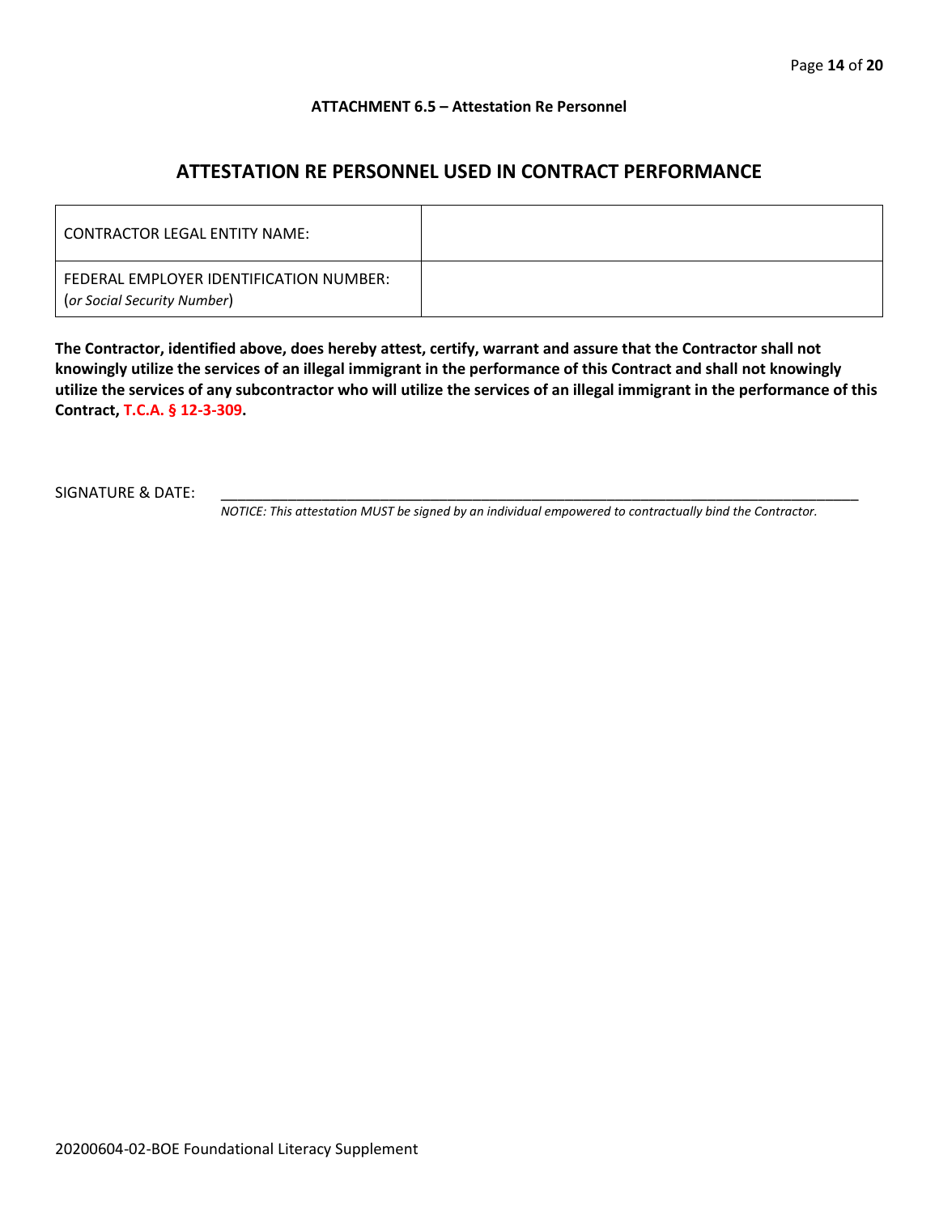**ATTACHMENT 6.5 – Attestation Re Personnel**

## ATTESTATION RE PERSONNEL USED IN CONTRACT PERFORMANCE

| CONTRACTOR LEGAL ENTITY NAME: | |
|---|---|
| FEDERAL EMPLOYER IDENTIFICATION NUMBER: (*or Social Security Number*) | |

**The Contractor, identified above, does hereby attest, certify, warrant and assure that the Contractor shall not knowingly utilize the services of an illegal immigrant in the performance of this Contract and shall not knowingly utilize the services of any subcontractor who will utilize the services of an illegal immigrant in the performance of this Contract, T.C.A. § 12-3-309.**

SIGNATURE & DATE: ___________________________________________________________________________

*NOTICE: This attestation MUST be signed by an individual empowered to contractually bind the Contractor.*

20200604-02-BOE Foundational Literacy Supplement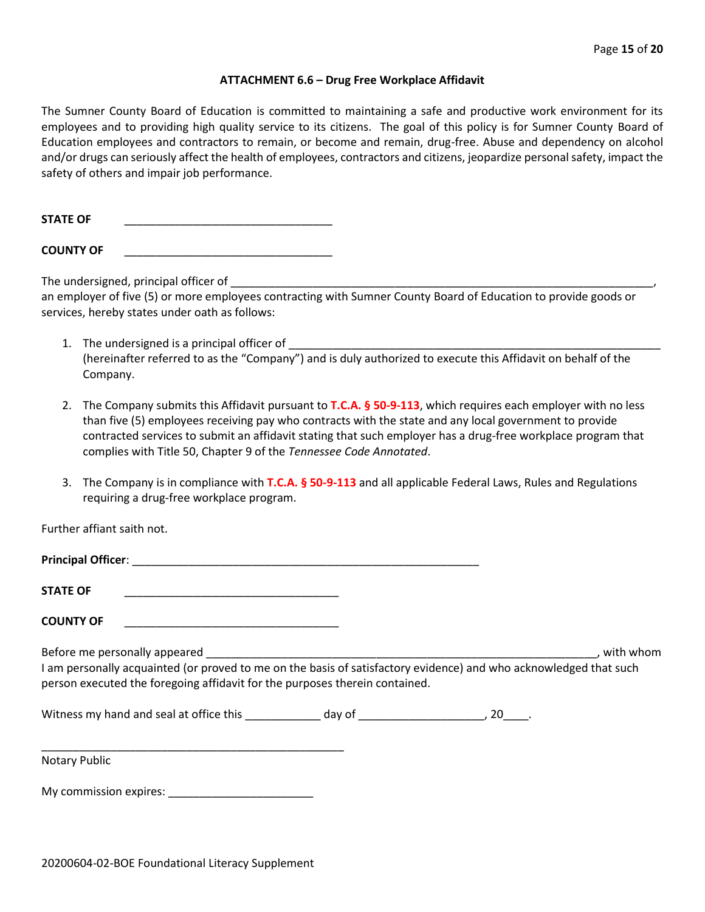**ATTACHMENT 6.6 – Drug Free Workplace Affidavit**

The Sumner County Board of Education is committed to maintaining a safe and productive work environment for its employees and to providing high quality service to its citizens. The goal of this policy is for Sumner County Board of Education employees and contractors to remain, or become and remain, drug-free. Abuse and dependency on alcohol and/or drugs can seriously affect the health of employees, contractors and citizens, jeopardize personal safety, impact the safety of others and impair job performance.

**STATE OF** ________________________________

**COUNTY OF** ________________________________

The undersigned, principal officer of ____________________________________________________________________, an employer of five (5) or more employees contracting with Sumner County Board of Education to provide goods or services, hereby states under oath as follows:

1. The undersigned is a principal officer of ___________________________________________________________ (hereinafter referred to as the "Company") and is duly authorized to execute this Affidavit on behalf of the Company.

2. The Company submits this Affidavit pursuant to **T.C.A. § 50-9-113**, which requires each employer with no less than five (5) employees receiving pay who contracts with the state and any local government to provide contracted services to submit an affidavit stating that such employer has a drug-free workplace program that complies with Title 50, Chapter 9 of the *Tennessee Code Annotated*.

3. The Company is in compliance with **T.C.A. § 50-9-113** and all applicable Federal Laws, Rules and Regulations requiring a drug-free workplace program.

Further affiant saith not.

**Principal Officer**: ______________________________________________________

**STATE OF** __________________________________

**COUNTY OF** __________________________________

Before me personally appeared _____________________________________________________________, with whom I am personally acquainted (or proved to me on the basis of satisfactory evidence) and who acknowledged that such person executed the foregoing affidavit for the purposes therein contained.

Witness my hand and seal at office this ____________ day of ____________________, 20____.

_______________________________________________

Notary Public

My commission expires: _______________________

20200604-02-BOE Foundational Literacy Supplement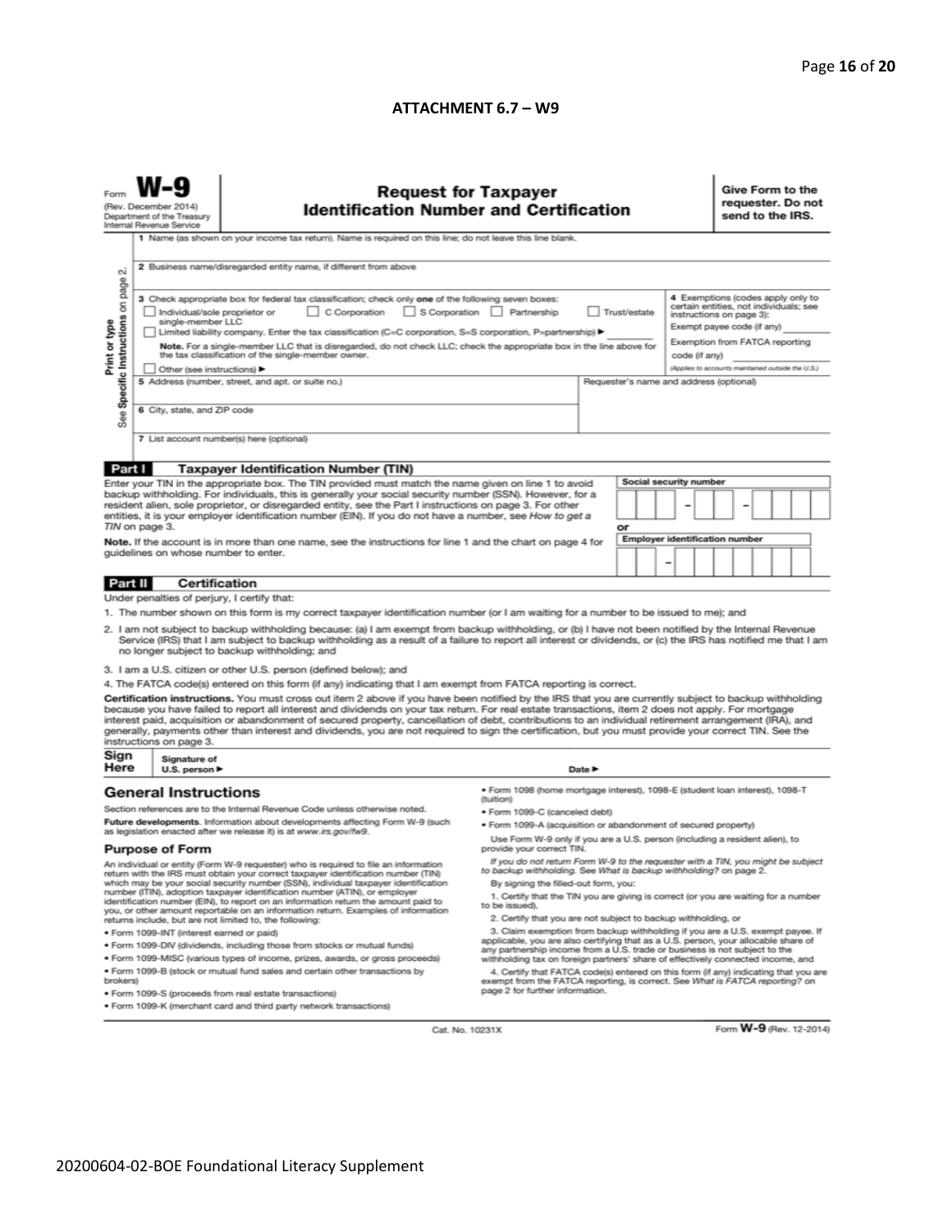## ATTACHMENT 6.7 – W9

Form **W-9**
(Rev. December 2014)
Department of the Treasury
Internal Revenue Service

# Request for Taxpayer Identification Number and Certification

**Give Form to the requester. Do not send to the IRS.**

Print or type
See Specific Instructions on page 2.

1 Name (as shown on your income tax return). Name is required on this line; do not leave this line blank.

2 Business name/disregarded entity name, if different from above

3 Check appropriate box for federal tax classification; check only **one** of the following seven boxes:

☐ Individual/sole proprietor or single-member LLC ☐ C Corporation ☐ S Corporation ☐ Partnership ☐ Trust/estate

☐ Limited liability company. Enter the tax classification (C=C corporation, S=S corporation, P=partnership) ▶ ________

**Note.** For a single-member LLC that is disregarded, do not check LLC; check the appropriate box in the line above for the tax classification of the single-member owner.

☐ Other (see instructions) ▶

4 Exemptions (codes apply only to certain entities, not individuals; see instructions on page 3):

Exempt payee code (if any) ________

Exemption from FATCA reporting code (if any) ________

*(Applies to accounts maintained outside the U.S.)*

5 Address (number, street, and apt. or suite no.)

Requester's name and address (optional)

6 City, state, and ZIP code

7 List account number(s) here (optional)

## Part I Taxpayer Identification Number (TIN)

Enter your TIN in the appropriate box. The TIN provided must match the name given on line 1 to avoid backup withholding. For individuals, this is generally your social security number (SSN). However, for a resident alien, sole proprietor, or disregarded entity, see the Part I instructions on page 3. For other entities, it is your employer identification number (EIN). If you do not have a number, see *How to get a TIN* on page 3.

**Note.** If the account is in more than one name, see the instructions for line 1 and the chart on page 4 for guidelines on whose number to enter.

Social security number

☐☐☐ – ☐☐ – ☐☐☐☐

or

Employer identification number

☐☐ – ☐☐☐☐☐☐☐

## Part II Certification

Under penalties of perjury, I certify that:

1. The number shown on this form is my correct taxpayer identification number (or I am waiting for a number to be issued to me); and
2. I am not subject to backup withholding because: (a) I am exempt from backup withholding, or (b) I have not been notified by the Internal Revenue Service (IRS) that I am subject to backup withholding as a result of a failure to report all interest or dividends, or (c) the IRS has notified me that I am no longer subject to backup withholding; and
3. I am a U.S. citizen or other U.S. person (defined below); and
4. The FATCA code(s) entered on this form (if any) indicating that I am exempt from FATCA reporting is correct.

**Certification instructions.** You must cross out item 2 above if you have been notified by the IRS that you are currently subject to backup withholding because you have failed to report all interest and dividends on your tax return. For real estate transactions, item 2 does not apply. For mortgage interest paid, acquisition or abandonment of secured property, cancellation of debt, contributions to an individual retirement arrangement (IRA), and generally, payments other than interest and dividends, you are not required to sign the certification, but you must provide your correct TIN. See the instructions on page 3.

**Sign Here** Signature of U.S. person ▶ Date ▶

## General Instructions

Section references are to the Internal Revenue Code unless otherwise noted.

**Future developments.** Information about developments affecting Form W-9 (such as legislation enacted after we release it) is at *www.irs.gov/fw9*.

### Purpose of Form

An individual or entity (Form W-9 requester) who is required to file an information return with the IRS must obtain your correct taxpayer identification number (TIN) which may be your social security number (SSN), individual taxpayer identification number (ITIN), adoption taxpayer identification number (ATIN), or employer identification number (EIN), to report on an information return the amount paid to you, or other amount reportable on an information return. Examples of information returns include, but are not limited to, the following:

- Form 1099-INT (interest earned or paid)
- Form 1099-DIV (dividends, including those from stocks or mutual funds)
- Form 1099-MISC (various types of income, prizes, awards, or gross proceeds)
- Form 1099-B (stock or mutual fund sales and certain other transactions by brokers)
- Form 1099-S (proceeds from real estate transactions)
- Form 1099-K (merchant card and third party network transactions)
- Form 1098 (home mortgage interest), 1098-E (student loan interest), 1098-T (tuition)
- Form 1099-C (canceled debt)
- Form 1099-A (acquisition or abandonment of secured property)

Use Form W-9 only if you are a U.S. person (including a resident alien), to provide your correct TIN.

*If you do not return Form W-9 to the requester with a TIN, you might be subject to backup withholding. See What is backup withholding? on page 2.*

By signing the filled-out form, you:

1. Certify that the TIN you are giving is correct (or you are waiting for a number to be issued),
2. Certify that you are not subject to backup withholding, or
3. Claim exemption from backup withholding if you are a U.S. exempt payee. If applicable, you are also certifying that as a U.S. person, your allocable share of any partnership income from a U.S. trade or business is not subject to the withholding tax on foreign partners' share of effectively connected income, and
4. Certify that FATCA code(s) entered on this form (if any) indicating that you are exempt from the FATCA reporting, is correct. See *What is FATCA reporting?* on page 2 for further information.

Cat. No. 10231X

Form **W-9** (Rev. 12-2014)

20200604-02-BOE Foundational Literacy Supplement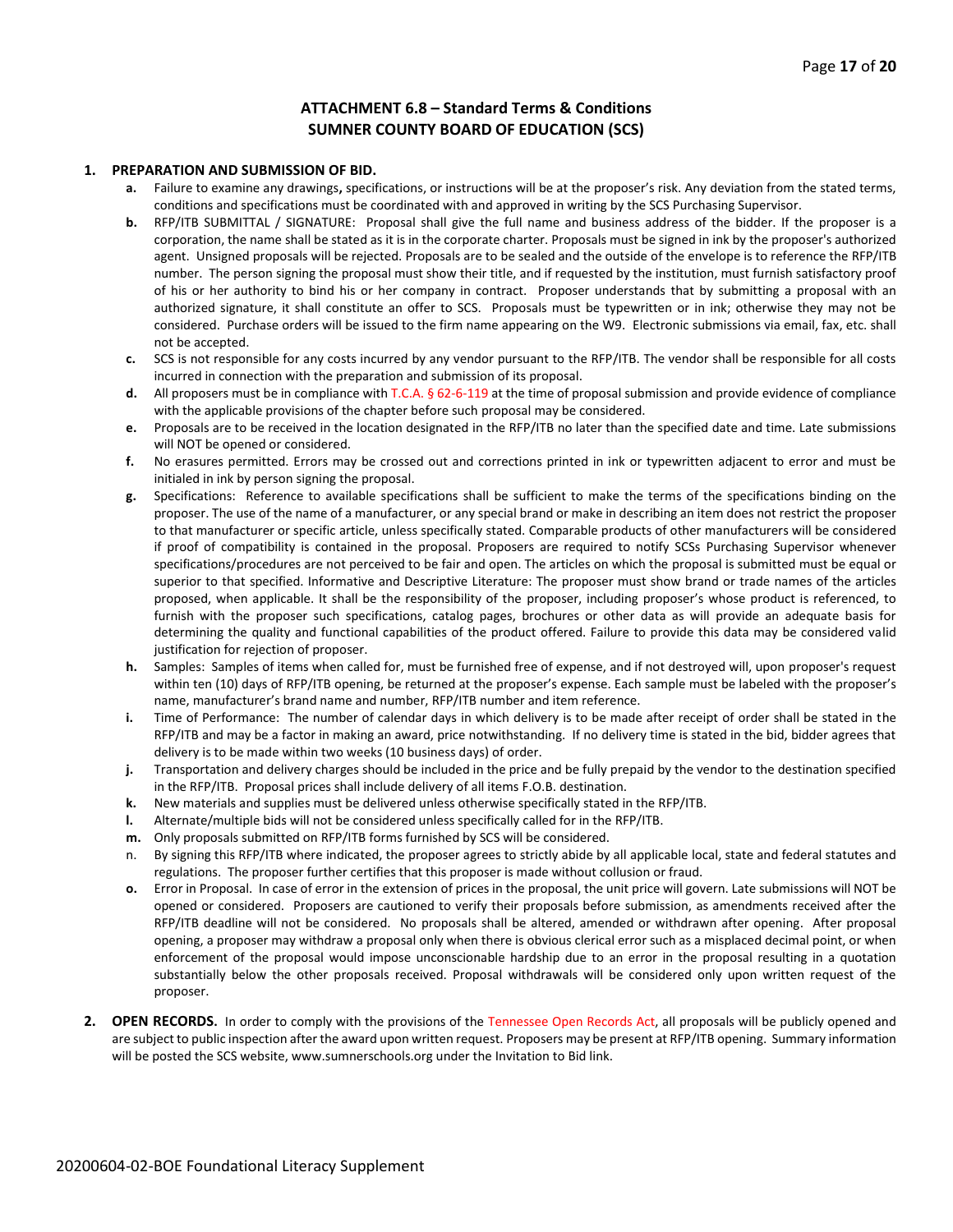## ATTACHMENT 6.8 – Standard Terms & Conditions
## SUMNER COUNTY BOARD OF EDUCATION (SCS)

1. **PREPARATION AND SUBMISSION OF BID.**
   - **a.** Failure to examine any drawings**,** specifications, or instructions will be at the proposer's risk. Any deviation from the stated terms, conditions and specifications must be coordinated with and approved in writing by the SCS Purchasing Supervisor.
   - **b.** RFP/ITB SUBMITTAL / SIGNATURE: Proposal shall give the full name and business address of the bidder. If the proposer is a corporation, the name shall be stated as it is in the corporate charter. Proposals must be signed in ink by the proposer's authorized agent. Unsigned proposals will be rejected. Proposals are to be sealed and the outside of the envelope is to reference the RFP/ITB number. The person signing the proposal must show their title, and if requested by the institution, must furnish satisfactory proof of his or her authority to bind his or her company in contract. Proposer understands that by submitting a proposal with an authorized signature, it shall constitute an offer to SCS. Proposals must be typewritten or in ink; otherwise they may not be considered. Purchase orders will be issued to the firm name appearing on the W9. Electronic submissions via email, fax, etc. shall not be accepted.
   - **c.** SCS is not responsible for any costs incurred by any vendor pursuant to the RFP/ITB. The vendor shall be responsible for all costs incurred in connection with the preparation and submission of its proposal.
   - **d.** All proposers must be in compliance with T.C.A. § 62-6-119 at the time of proposal submission and provide evidence of compliance with the applicable provisions of the chapter before such proposal may be considered.
   - **e.** Proposals are to be received in the location designated in the RFP/ITB no later than the specified date and time. Late submissions will NOT be opened or considered.
   - **f.** No erasures permitted. Errors may be crossed out and corrections printed in ink or typewritten adjacent to error and must be initialed in ink by person signing the proposal.
   - **g.** Specifications: Reference to available specifications shall be sufficient to make the terms of the specifications binding on the proposer. The use of the name of a manufacturer, or any special brand or make in describing an item does not restrict the proposer to that manufacturer or specific article, unless specifically stated. Comparable products of other manufacturers will be considered if proof of compatibility is contained in the proposal. Proposers are required to notify SCSs Purchasing Supervisor whenever specifications/procedures are not perceived to be fair and open. The articles on which the proposal is submitted must be equal or superior to that specified. Informative and Descriptive Literature: The proposer must show brand or trade names of the articles proposed, when applicable. It shall be the responsibility of the proposer, including proposer's whose product is referenced, to furnish with the proposer such specifications, catalog pages, brochures or other data as will provide an adequate basis for determining the quality and functional capabilities of the product offered. Failure to provide this data may be considered valid justification for rejection of proposer.
   - **h.** Samples: Samples of items when called for, must be furnished free of expense, and if not destroyed will, upon proposer's request within ten (10) days of RFP/ITB opening, be returned at the proposer's expense. Each sample must be labeled with the proposer's name, manufacturer's brand name and number, RFP/ITB number and item reference.
   - **i.** Time of Performance: The number of calendar days in which delivery is to be made after receipt of order shall be stated in the RFP/ITB and may be a factor in making an award, price notwithstanding. If no delivery time is stated in the bid, bidder agrees that delivery is to be made within two weeks (10 business days) of order.
   - **j.** Transportation and delivery charges should be included in the price and be fully prepaid by the vendor to the destination specified in the RFP/ITB. Proposal prices shall include delivery of all items F.O.B. destination.
   - **k.** New materials and supplies must be delivered unless otherwise specifically stated in the RFP/ITB.
   - **l.** Alternate/multiple bids will not be considered unless specifically called for in the RFP/ITB.
   - **m.** Only proposals submitted on RFP/ITB forms furnished by SCS will be considered.
   - n. By signing this RFP/ITB where indicated, the proposer agrees to strictly abide by all applicable local, state and federal statutes and regulations. The proposer further certifies that this proposer is made without collusion or fraud.
   - **o.** Error in Proposal. In case of error in the extension of prices in the proposal, the unit price will govern. Late submissions will NOT be opened or considered. Proposers are cautioned to verify their proposals before submission, as amendments received after the RFP/ITB deadline will not be considered. No proposals shall be altered, amended or withdrawn after opening. After proposal opening, a proposer may withdraw a proposal only when there is obvious clerical error such as a misplaced decimal point, or when enforcement of the proposal would impose unconscionable hardship due to an error in the proposal resulting in a quotation substantially below the other proposals received. Proposal withdrawals will be considered only upon written request of the proposer.

2. **OPEN RECORDS.** In order to comply with the provisions of the Tennessee Open Records Act, all proposals will be publicly opened and are subject to public inspection after the award upon written request. Proposers may be present at RFP/ITB opening. Summary information will be posted the SCS website, www.sumnerschools.org under the Invitation to Bid link.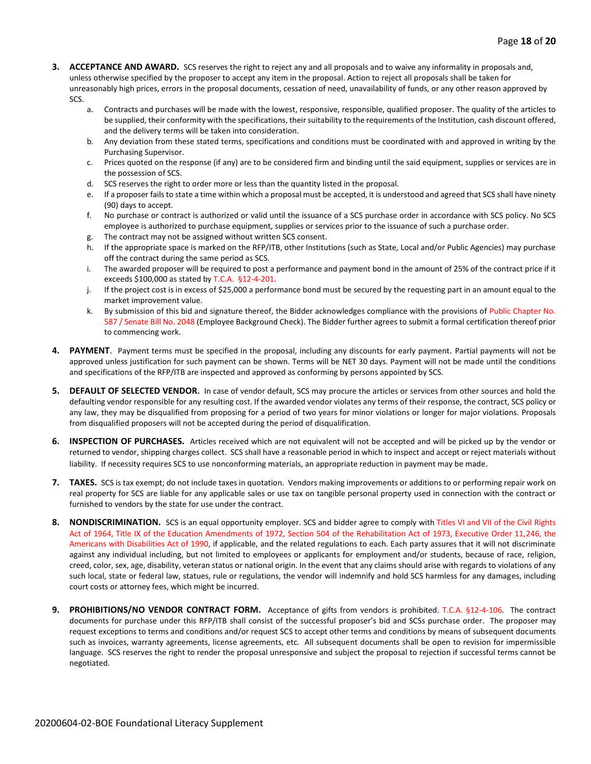3. **ACCEPTANCE AND AWARD.** SCS reserves the right to reject any and all proposals and to waive any informality in proposals and, unless otherwise specified by the proposer to accept any item in the proposal. Action to reject all proposals shall be taken for unreasonably high prices, errors in the proposal documents, cessation of need, unavailability of funds, or any other reason approved by SCS.
   a. Contracts and purchases will be made with the lowest, responsive, responsible, qualified proposer. The quality of the articles to be supplied, their conformity with the specifications, their suitability to the requirements of the Institution, cash discount offered, and the delivery terms will be taken into consideration.
   b. Any deviation from these stated terms, specifications and conditions must be coordinated with and approved in writing by the Purchasing Supervisor.
   c. Prices quoted on the response (if any) are to be considered firm and binding until the said equipment, supplies or services are in the possession of SCS.
   d. SCS reserves the right to order more or less than the quantity listed in the proposal.
   e. If a proposer fails to state a time within which a proposal must be accepted, it is understood and agreed that SCS shall have ninety (90) days to accept.
   f. No purchase or contract is authorized or valid until the issuance of a SCS purchase order in accordance with SCS policy. No SCS employee is authorized to purchase equipment, supplies or services prior to the issuance of such a purchase order.
   g. The contract may not be assigned without written SCS consent.
   h. If the appropriate space is marked on the RFP/ITB, other Institutions (such as State, Local and/or Public Agencies) may purchase off the contract during the same period as SCS.
   i. The awarded proposer will be required to post a performance and payment bond in the amount of 25% of the contract price if it exceeds $100,000 as stated by T.C.A. §12-4-201.
   j. If the project cost is in excess of $25,000 a performance bond must be secured by the requesting part in an amount equal to the market improvement value.
   k. By submission of this bid and signature thereof, the Bidder acknowledges compliance with the provisions of Public Chapter No. 587 / Senate Bill No. 2048 (Employee Background Check). The Bidder further agrees to submit a formal certification thereof prior to commencing work.

4. **PAYMENT**. Payment terms must be specified in the proposal, including any discounts for early payment. Partial payments will not be approved unless justification for such payment can be shown. Terms will be NET 30 days. Payment will not be made until the conditions and specifications of the RFP/ITB are inspected and approved as conforming by persons appointed by SCS.

5. **DEFAULT OF SELECTED VENDOR.** In case of vendor default, SCS may procure the articles or services from other sources and hold the defaulting vendor responsible for any resulting cost. If the awarded vendor violates any terms of their response, the contract, SCS policy or any law, they may be disqualified from proposing for a period of two years for minor violations or longer for major violations. Proposals from disqualified proposers will not be accepted during the period of disqualification.

6. **INSPECTION OF PURCHASES.** Articles received which are not equivalent will not be accepted and will be picked up by the vendor or returned to vendor, shipping charges collect. SCS shall have a reasonable period in which to inspect and accept or reject materials without liability. If necessity requires SCS to use nonconforming materials, an appropriate reduction in payment may be made.

7. **TAXES.** SCS is tax exempt; do not include taxes in quotation. Vendors making improvements or additions to or performing repair work on real property for SCS are liable for any applicable sales or use tax on tangible personal property used in connection with the contract or furnished to vendors by the state for use under the contract.

8. **NONDISCRIMINATION.** SCS is an equal opportunity employer. SCS and bidder agree to comply with Titles VI and VII of the Civil Rights Act of 1964, Title IX of the Education Amendments of 1972, Section 504 of the Rehabilitation Act of 1973, Executive Order 11,246, the Americans with Disabilities Act of 1990, if applicable, and the related regulations to each. Each party assures that it will not discriminate against any individual including, but not limited to employees or applicants for employment and/or students, because of race, religion, creed, color, sex, age, disability, veteran status or national origin. In the event that any claims should arise with regards to violations of any such local, state or federal law, statues, rule or regulations, the vendor will indemnify and hold SCS harmless for any damages, including court costs or attorney fees, which might be incurred.

9. **PROHIBITIONS/NO VENDOR CONTRACT FORM.** Acceptance of gifts from vendors is prohibited. T.C.A. §12-4-106. The contract documents for purchase under this RFP/ITB shall consist of the successful proposer's bid and SCSs purchase order. The proposer may request exceptions to terms and conditions and/or request SCS to accept other terms and conditions by means of subsequent documents such as invoices, warranty agreements, license agreements, etc. All subsequent documents shall be open to revision for impermissible language. SCS reserves the right to render the proposal unresponsive and subject the proposal to rejection if successful terms cannot be negotiated.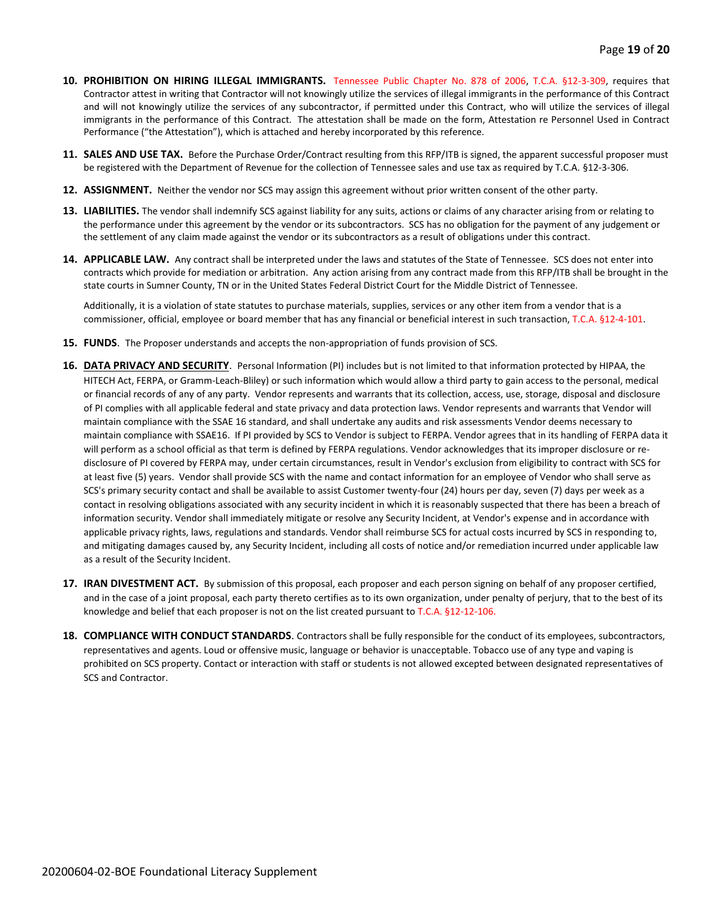10. **PROHIBITION ON HIRING ILLEGAL IMMIGRANTS.** Tennessee Public Chapter No. 878 of 2006, T.C.A. §12-3-309, requires that Contractor attest in writing that Contractor will not knowingly utilize the services of illegal immigrants in the performance of this Contract and will not knowingly utilize the services of any subcontractor, if permitted under this Contract, who will utilize the services of illegal immigrants in the performance of this Contract. The attestation shall be made on the form, Attestation re Personnel Used in Contract Performance ("the Attestation"), which is attached and hereby incorporated by this reference.

11. **SALES AND USE TAX.** Before the Purchase Order/Contract resulting from this RFP/ITB is signed, the apparent successful proposer must be registered with the Department of Revenue for the collection of Tennessee sales and use tax as required by T.C.A. §12-3-306.

12. **ASSIGNMENT.** Neither the vendor nor SCS may assign this agreement without prior written consent of the other party.

13. **LIABILITIES.** The vendor shall indemnify SCS against liability for any suits, actions or claims of any character arising from or relating to the performance under this agreement by the vendor or its subcontractors. SCS has no obligation for the payment of any judgement or the settlement of any claim made against the vendor or its subcontractors as a result of obligations under this contract.

14. **APPLICABLE LAW.** Any contract shall be interpreted under the laws and statutes of the State of Tennessee. SCS does not enter into contracts which provide for mediation or arbitration. Any action arising from any contract made from this RFP/ITB shall be brought in the state courts in Sumner County, TN or in the United States Federal District Court for the Middle District of Tennessee.

    Additionally, it is a violation of state statutes to purchase materials, supplies, services or any other item from a vendor that is a commissioner, official, employee or board member that has any financial or beneficial interest in such transaction, T.C.A. §12-4-101.

15. **FUNDS**. The Proposer understands and accepts the non-appropriation of funds provision of SCS.

16. **DATA PRIVACY AND SECURITY**. Personal Information (PI) includes but is not limited to that information protected by HIPAA, the HITECH Act, FERPA, or Gramm-Leach-Bliley) or such information which would allow a third party to gain access to the personal, medical or financial records of any of any party. Vendor represents and warrants that its collection, access, use, storage, disposal and disclosure of PI complies with all applicable federal and state privacy and data protection laws. Vendor represents and warrants that Vendor will maintain compliance with the SSAE 16 standard, and shall undertake any audits and risk assessments Vendor deems necessary to maintain compliance with SSAE16. If PI provided by SCS to Vendor is subject to FERPA. Vendor agrees that in its handling of FERPA data it will perform as a school official as that term is defined by FERPA regulations. Vendor acknowledges that its improper disclosure or re-disclosure of PI covered by FERPA may, under certain circumstances, result in Vendor's exclusion from eligibility to contract with SCS for at least five (5) years. Vendor shall provide SCS with the name and contact information for an employee of Vendor who shall serve as SCS's primary security contact and shall be available to assist Customer twenty-four (24) hours per day, seven (7) days per week as a contact in resolving obligations associated with any security incident in which it is reasonably suspected that there has been a breach of information security. Vendor shall immediately mitigate or resolve any Security Incident, at Vendor's expense and in accordance with applicable privacy rights, laws, regulations and standards. Vendor shall reimburse SCS for actual costs incurred by SCS in responding to, and mitigating damages caused by, any Security Incident, including all costs of notice and/or remediation incurred under applicable law as a result of the Security Incident.

17. **IRAN DIVESTMENT ACT.** By submission of this proposal, each proposer and each person signing on behalf of any proposer certified, and in the case of a joint proposal, each party thereto certifies as to its own organization, under penalty of perjury, that to the best of its knowledge and belief that each proposer is not on the list created pursuant to T.C.A. §12-12-106.

18. **COMPLIANCE WITH CONDUCT STANDARDS**. Contractors shall be fully responsible for the conduct of its employees, subcontractors, representatives and agents. Loud or offensive music, language or behavior is unacceptable. Tobacco use of any type and vaping is prohibited on SCS property. Contact or interaction with staff or students is not allowed excepted between designated representatives of SCS and Contractor.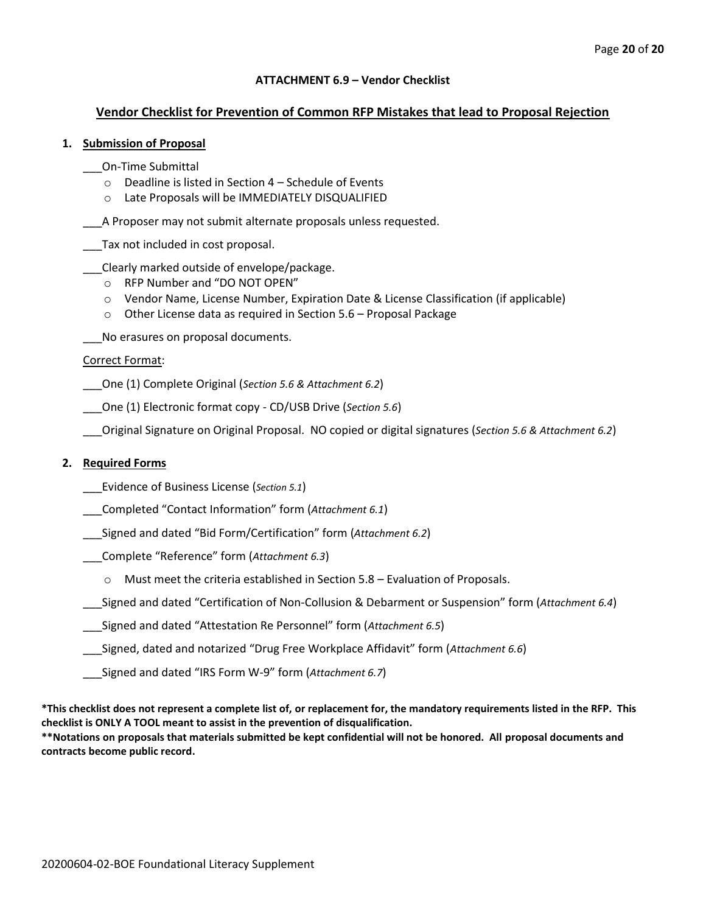**ATTACHMENT 6.9 – Vendor Checklist**

## Vendor Checklist for Prevention of Common RFP Mistakes that lead to Proposal Rejection

### 1. Submission of Proposal

___On-Time Submittal
- Deadline is listed in Section 4 – Schedule of Events
- Late Proposals will be IMMEDIATELY DISQUALIFIED

___A Proposer may not submit alternate proposals unless requested.

___Tax not included in cost proposal.

___Clearly marked outside of envelope/package.
- RFP Number and "DO NOT OPEN"
- Vendor Name, License Number, Expiration Date & License Classification (if applicable)
- Other License data as required in Section 5.6 – Proposal Package

___No erasures on proposal documents.

Correct Format:

___One (1) Complete Original (*Section 5.6 & Attachment 6.2*)

___One (1) Electronic format copy - CD/USB Drive (*Section 5.6*)

___Original Signature on Original Proposal. NO copied or digital signatures (*Section 5.6 & Attachment 6.2*)

### 2. Required Forms

___Evidence of Business License (*Section 5.1*)

___Completed "Contact Information" form (*Attachment 6.1*)

___Signed and dated "Bid Form/Certification" form (*Attachment 6.2*)

___Complete "Reference" form (*Attachment 6.3*)
- Must meet the criteria established in Section 5.8 – Evaluation of Proposals.

___Signed and dated "Certification of Non-Collusion & Debarment or Suspension" form (*Attachment 6.4*)

___Signed and dated "Attestation Re Personnel" form (*Attachment 6.5*)

___Signed, dated and notarized "Drug Free Workplace Affidavit" form (*Attachment 6.6*)

___Signed and dated "IRS Form W-9" form (*Attachment 6.7*)

**\*This checklist does not represent a complete list of, or replacement for, the mandatory requirements listed in the RFP. This checklist is ONLY A TOOL meant to assist in the prevention of disqualification.**

**\*\*Notations on proposals that materials submitted be kept confidential will not be honored. All proposal documents and contracts become public record.**

20200604-02-BOE Foundational Literacy Supplement